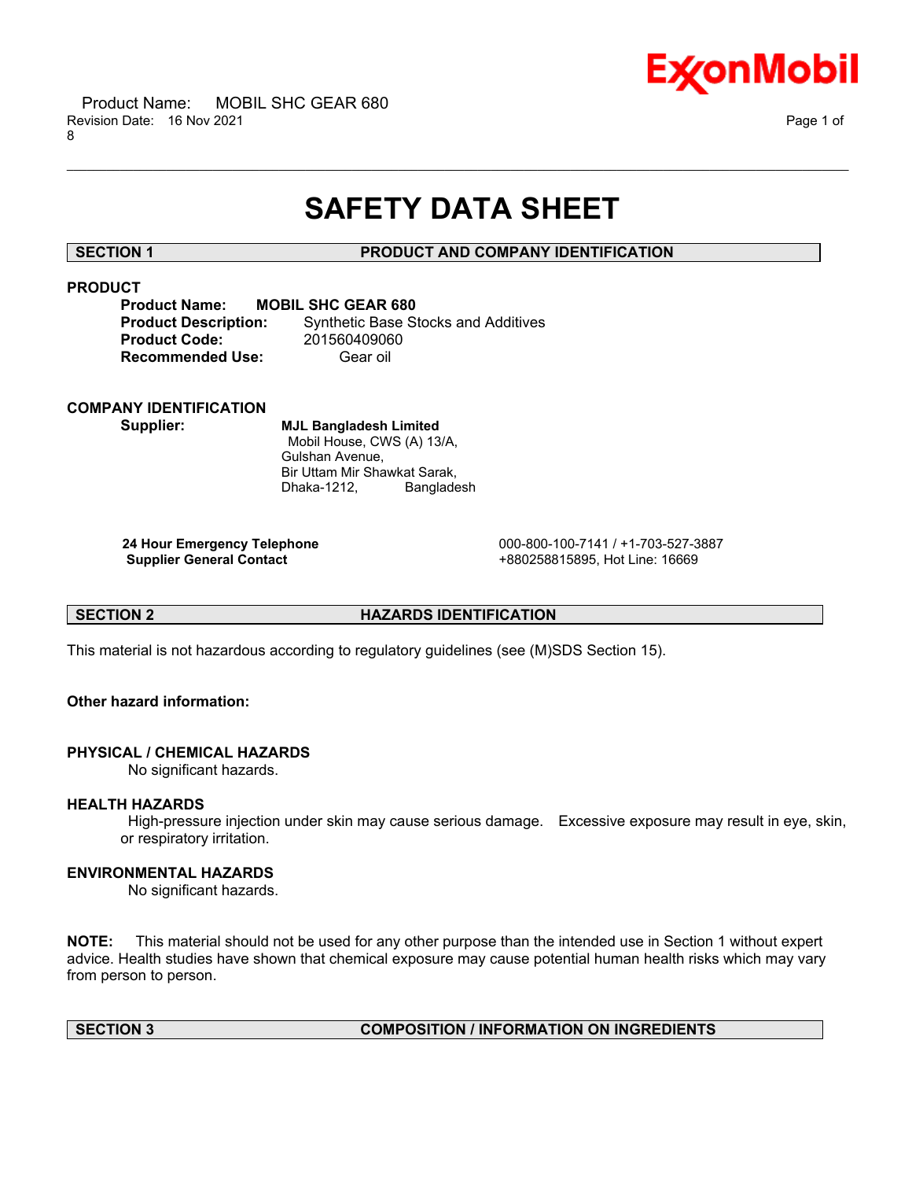# SAFETY DATA SHEET

## SECTION 1 PRODUCT AND COMPANY IDENTIFICATION

### PRODUCT

**Product Name:** **MOBIL SHC GEAR 680**
**Product Description:** Synthetic Base Stocks and Additives
**Product Code:** 201560409060
**Recommended Use:** Gear oil

### COMPANY IDENTIFICATION

**Supplier:** **MJL Bangladesh Limited**
Mobil House, CWS (A) 13/A,
Gulshan Avenue,
Bir Uttam Mir Shawkat Sarak,
Dhaka-1212, Bangladesh

**24 Hour Emergency Telephone** 000-800-100-7141 / +1-703-527-3887
**Supplier General Contact** +880258815895, Hot Line: 16669

## SECTION 2 HAZARDS IDENTIFICATION

This material is not hazardous according to regulatory guidelines (see (M)SDS Section 15).

**Other hazard information:**

### PHYSICAL / CHEMICAL HAZARDS

No significant hazards.

### HEALTH HAZARDS

High-pressure injection under skin may cause serious damage. Excessive exposure may result in eye, skin, or respiratory irritation.

### ENVIRONMENTAL HAZARDS

No significant hazards.

**NOTE:** This material should not be used for any other purpose than the intended use in Section 1 without expert advice. Health studies have shown that chemical exposure may cause potential human health risks which may vary from person to person.

## SECTION 3 COMPOSITION / INFORMATION ON INGREDIENTS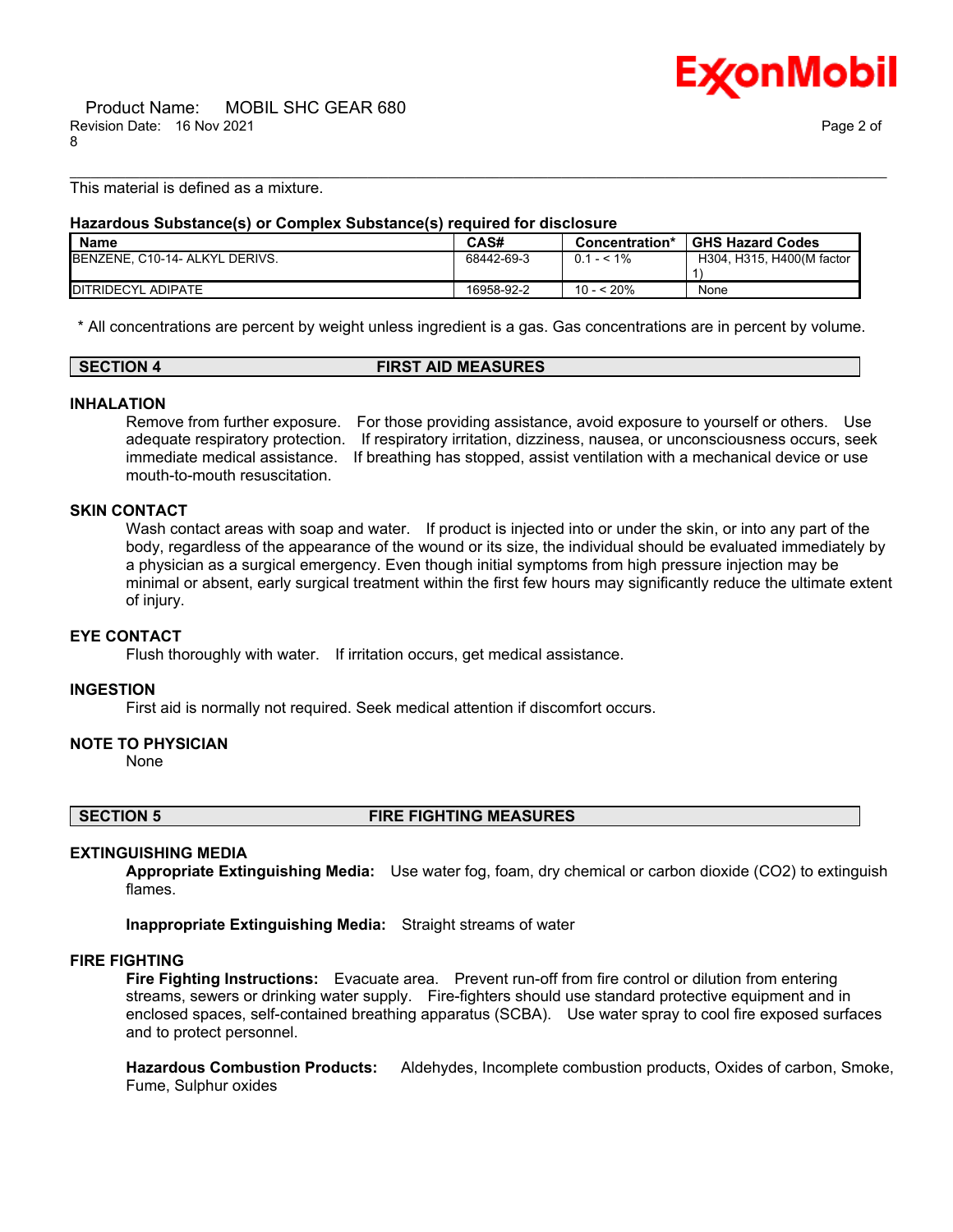This material is defined as a mixture.

**Hazardous Substance(s) or Complex Substance(s) required for disclosure**

| Name | CAS# | Concentration* | GHS Hazard Codes |
|---|---|---|---|
| BENZENE, C10-14- ALKYL DERIVS. | 68442-69-3 | 0.1 - < 1% | H304, H315, H400(M factor 1) |
| DITRIDECYL ADIPATE | 16958-92-2 | 10 - < 20% | None |

\* All concentrations are percent by weight unless ingredient is a gas. Gas concentrations are in percent by volume.

## SECTION 4 FIRST AID MEASURES

### INHALATION

Remove from further exposure. For those providing assistance, avoid exposure to yourself or others. Use adequate respiratory protection. If respiratory irritation, dizziness, nausea, or unconsciousness occurs, seek immediate medical assistance. If breathing has stopped, assist ventilation with a mechanical device or use mouth-to-mouth resuscitation.

### SKIN CONTACT

Wash contact areas with soap and water. If product is injected into or under the skin, or into any part of the body, regardless of the appearance of the wound or its size, the individual should be evaluated immediately by a physician as a surgical emergency. Even though initial symptoms from high pressure injection may be minimal or absent, early surgical treatment within the first few hours may significantly reduce the ultimate extent of injury.

### EYE CONTACT

Flush thoroughly with water. If irritation occurs, get medical assistance.

### INGESTION

First aid is normally not required. Seek medical attention if discomfort occurs.

### NOTE TO PHYSICIAN

None

## SECTION 5 FIRE FIGHTING MEASURES

### EXTINGUISHING MEDIA

**Appropriate Extinguishing Media:** Use water fog, foam, dry chemical or carbon dioxide (CO2) to extinguish flames.

**Inappropriate Extinguishing Media:** Straight streams of water

### FIRE FIGHTING

**Fire Fighting Instructions:** Evacuate area. Prevent run-off from fire control or dilution from entering streams, sewers or drinking water supply. Fire-fighters should use standard protective equipment and in enclosed spaces, self-contained breathing apparatus (SCBA). Use water spray to cool fire exposed surfaces and to protect personnel.

**Hazardous Combustion Products:** Aldehydes, Incomplete combustion products, Oxides of carbon, Smoke, Fume, Sulphur oxides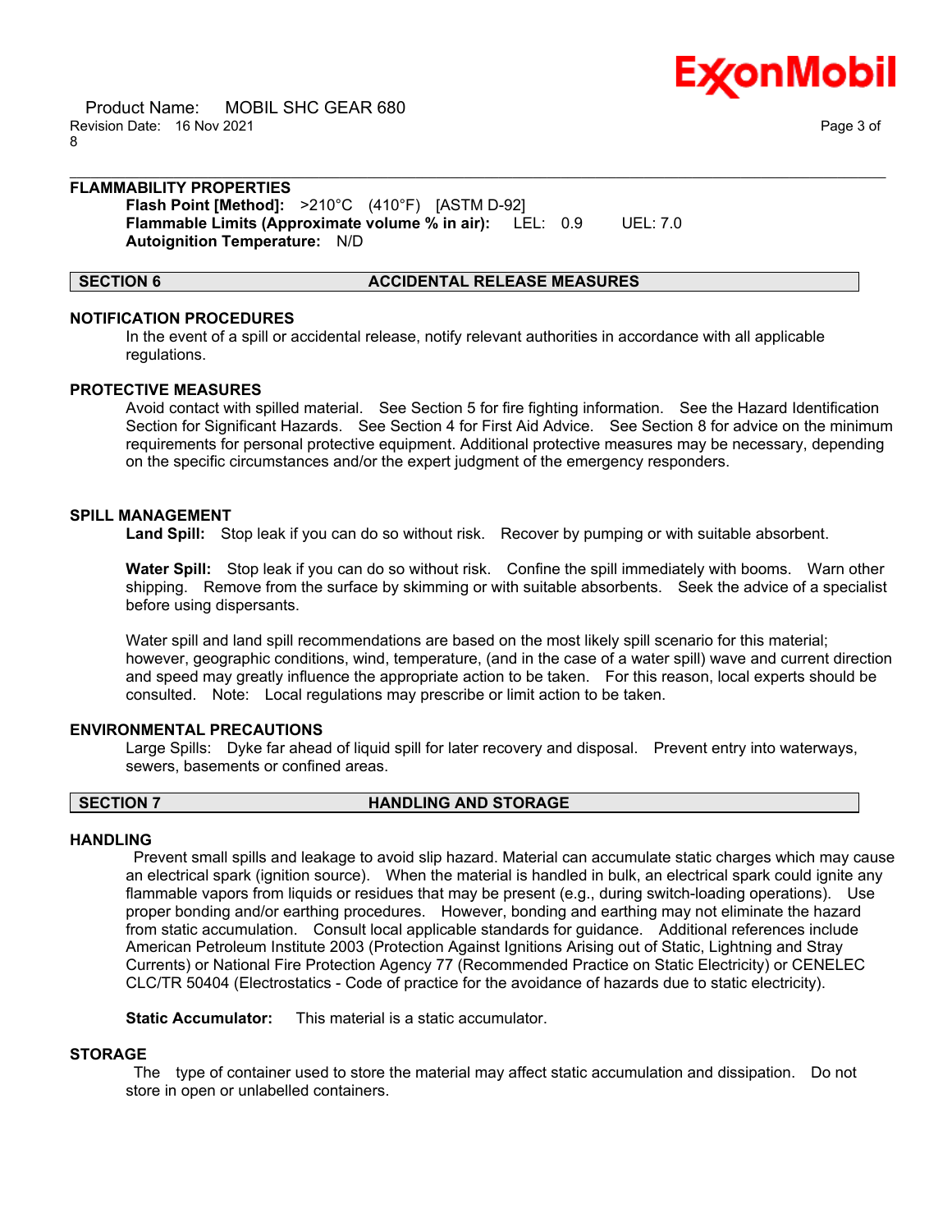### FLAMMABILITY PROPERTIES

**Flash Point [Method]:** >210°C (410°F) [ASTM D-92]
**Flammable Limits (Approximate volume % in air):** LEL: 0.9 UEL: 7.0
**Autoignition Temperature:** N/D

## SECTION 6 ACCIDENTAL RELEASE MEASURES

### NOTIFICATION PROCEDURES

In the event of a spill or accidental release, notify relevant authorities in accordance with all applicable regulations.

### PROTECTIVE MEASURES

Avoid contact with spilled material. See Section 5 for fire fighting information. See the Hazard Identification Section for Significant Hazards. See Section 4 for First Aid Advice. See Section 8 for advice on the minimum requirements for personal protective equipment. Additional protective measures may be necessary, depending on the specific circumstances and/or the expert judgment of the emergency responders.

### SPILL MANAGEMENT

**Land Spill:** Stop leak if you can do so without risk. Recover by pumping or with suitable absorbent.

**Water Spill:** Stop leak if you can do so without risk. Confine the spill immediately with booms. Warn other shipping. Remove from the surface by skimming or with suitable absorbents. Seek the advice of a specialist before using dispersants.

Water spill and land spill recommendations are based on the most likely spill scenario for this material; however, geographic conditions, wind, temperature, (and in the case of a water spill) wave and current direction and speed may greatly influence the appropriate action to be taken. For this reason, local experts should be consulted. Note: Local regulations may prescribe or limit action to be taken.

### ENVIRONMENTAL PRECAUTIONS

Large Spills: Dyke far ahead of liquid spill for later recovery and disposal. Prevent entry into waterways, sewers, basements or confined areas.

## SECTION 7 HANDLING AND STORAGE

### HANDLING

Prevent small spills and leakage to avoid slip hazard. Material can accumulate static charges which may cause an electrical spark (ignition source). When the material is handled in bulk, an electrical spark could ignite any flammable vapors from liquids or residues that may be present (e.g., during switch-loading operations). Use proper bonding and/or earthing procedures. However, bonding and earthing may not eliminate the hazard from static accumulation. Consult local applicable standards for guidance. Additional references include American Petroleum Institute 2003 (Protection Against Ignitions Arising out of Static, Lightning and Stray Currents) or National Fire Protection Agency 77 (Recommended Practice on Static Electricity) or CENELEC CLC/TR 50404 (Electrostatics - Code of practice for the avoidance of hazards due to static electricity).

**Static Accumulator:** This material is a static accumulator.

### STORAGE

The type of container used to store the material may affect static accumulation and dissipation. Do not store in open or unlabelled containers.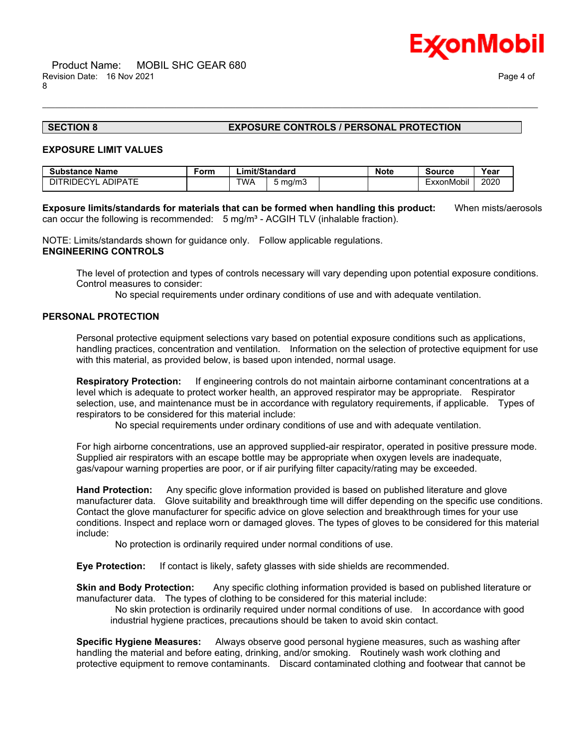## SECTION 8 EXPOSURE CONTROLS / PERSONAL PROTECTION

### EXPOSURE LIMIT VALUES

| Substance Name | Form | Limit/Standard | | | Note | Source | Year |
|---|---|---|---|---|---|---|---|
| DITRIDECYL ADIPATE | | TWA | 5 mg/m3 | | | ExxonMobil | 2020 |

**Exposure limits/standards for materials that can be formed when handling this product:** When mists/aerosols can occur the following is recommended: 5 mg/m³ - ACGIH TLV (inhalable fraction).

NOTE: Limits/standards shown for guidance only. Follow applicable regulations.

### ENGINEERING CONTROLS

The level of protection and types of controls necessary will vary depending upon potential exposure conditions. Control measures to consider:

No special requirements under ordinary conditions of use and with adequate ventilation.

### PERSONAL PROTECTION

Personal protective equipment selections vary based on potential exposure conditions such as applications, handling practices, concentration and ventilation. Information on the selection of protective equipment for use with this material, as provided below, is based upon intended, normal usage.

**Respiratory Protection:** If engineering controls do not maintain airborne contaminant concentrations at a level which is adequate to protect worker health, an approved respirator may be appropriate. Respirator selection, use, and maintenance must be in accordance with regulatory requirements, if applicable. Types of respirators to be considered for this material include:

No special requirements under ordinary conditions of use and with adequate ventilation.

For high airborne concentrations, use an approved supplied-air respirator, operated in positive pressure mode. Supplied air respirators with an escape bottle may be appropriate when oxygen levels are inadequate, gas/vapour warning properties are poor, or if air purifying filter capacity/rating may be exceeded.

**Hand Protection:** Any specific glove information provided is based on published literature and glove manufacturer data. Glove suitability and breakthrough time will differ depending on the specific use conditions. Contact the glove manufacturer for specific advice on glove selection and breakthrough times for your use conditions. Inspect and replace worn or damaged gloves. The types of gloves to be considered for this material include:

No protection is ordinarily required under normal conditions of use.

**Eye Protection:** If contact is likely, safety glasses with side shields are recommended.

**Skin and Body Protection:** Any specific clothing information provided is based on published literature or manufacturer data. The types of clothing to be considered for this material include:

No skin protection is ordinarily required under normal conditions of use. In accordance with good industrial hygiene practices, precautions should be taken to avoid skin contact.

**Specific Hygiene Measures:** Always observe good personal hygiene measures, such as washing after handling the material and before eating, drinking, and/or smoking. Routinely wash work clothing and protective equipment to remove contaminants. Discard contaminated clothing and footwear that cannot be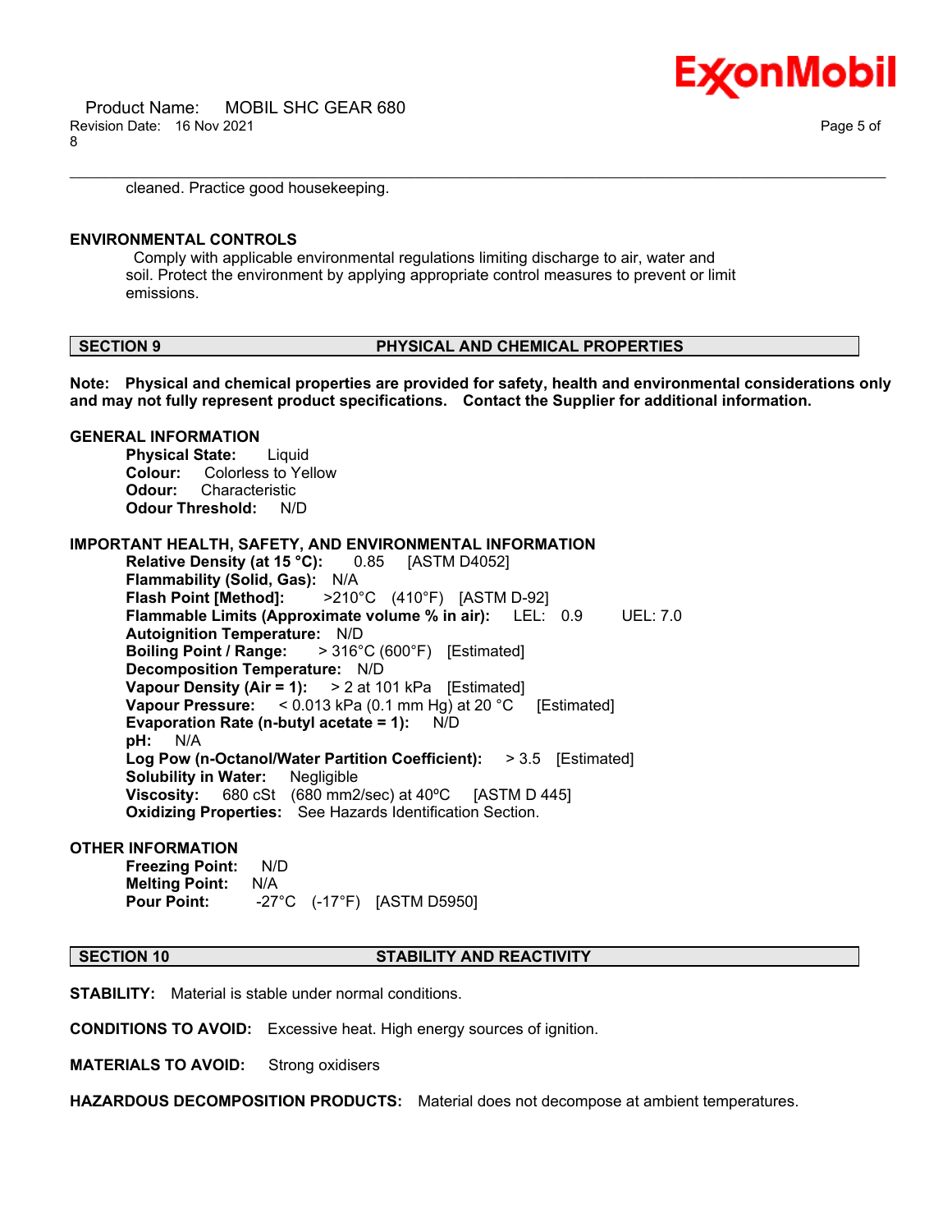cleaned. Practice good housekeeping.

**ENVIRONMENTAL CONTROLS**

Comply with applicable environmental regulations limiting discharge to air, water and soil. Protect the environment by applying appropriate control measures to prevent or limit emissions.

## SECTION 9 PHYSICAL AND CHEMICAL PROPERTIES

**Note: Physical and chemical properties are provided for safety, health and environmental considerations only and may not fully represent product specifications. Contact the Supplier for additional information.**

**GENERAL INFORMATION**

**Physical State:** Liquid
**Colour:** Colorless to Yellow
**Odour:** Characteristic
**Odour Threshold:** N/D

**IMPORTANT HEALTH, SAFETY, AND ENVIRONMENTAL INFORMATION**

**Relative Density (at 15 °C):** 0.85 [ASTM D4052]
**Flammability (Solid, Gas):** N/A
**Flash Point [Method]:** >210°C (410°F) [ASTM D-92]
**Flammable Limits (Approximate volume % in air):** LEL: 0.9 UEL: 7.0
**Autoignition Temperature:** N/D
**Boiling Point / Range:** > 316°C (600°F) [Estimated]
**Decomposition Temperature:** N/D
**Vapour Density (Air = 1):** > 2 at 101 kPa [Estimated]
**Vapour Pressure:** < 0.013 kPa (0.1 mm Hg) at 20 °C [Estimated]
**Evaporation Rate (n-butyl acetate = 1):** N/D
**pH:** N/A
**Log Pow (n-Octanol/Water Partition Coefficient):** > 3.5 [Estimated]
**Solubility in Water:** Negligible
**Viscosity:** 680 cSt (680 mm2/sec) at 40ºC [ASTM D 445]
**Oxidizing Properties:** See Hazards Identification Section.

**OTHER INFORMATION**

**Freezing Point:** N/D
**Melting Point:** N/A
**Pour Point:** -27°C (-17°F) [ASTM D5950]

## SECTION 10 STABILITY AND REACTIVITY

**STABILITY:** Material is stable under normal conditions.

**CONDITIONS TO AVOID:** Excessive heat. High energy sources of ignition.

**MATERIALS TO AVOID:** Strong oxidisers

**HAZARDOUS DECOMPOSITION PRODUCTS:** Material does not decompose at ambient temperatures.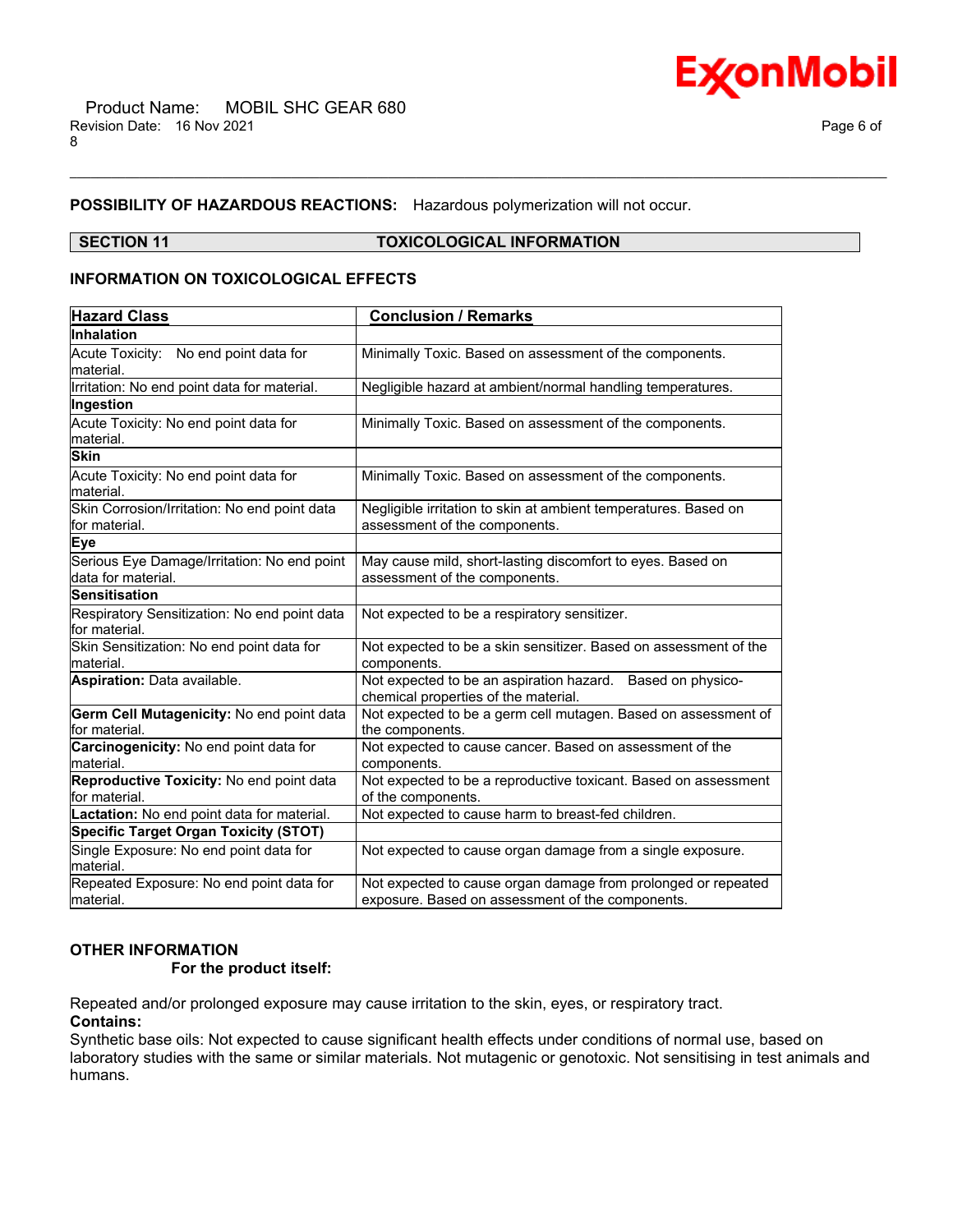**POSSIBILITY OF HAZARDOUS REACTIONS:** Hazardous polymerization will not occur.

## SECTION 11 TOXICOLOGICAL INFORMATION

### INFORMATION ON TOXICOLOGICAL EFFECTS

| Hazard Class | Conclusion / Remarks |
|---|---|
| **Inhalation** | |
| Acute Toxicity: No end point data for material. | Minimally Toxic. Based on assessment of the components. |
| Irritation: No end point data for material. | Negligible hazard at ambient/normal handling temperatures. |
| **Ingestion** | |
| Acute Toxicity: No end point data for material. | Minimally Toxic. Based on assessment of the components. |
| **Skin** | |
| Acute Toxicity: No end point data for material. | Minimally Toxic. Based on assessment of the components. |
| Skin Corrosion/Irritation: No end point data for material. | Negligible irritation to skin at ambient temperatures. Based on assessment of the components. |
| **Eye** | |
| Serious Eye Damage/Irritation: No end point data for material. | May cause mild, short-lasting discomfort to eyes. Based on assessment of the components. |
| **Sensitisation** | |
| Respiratory Sensitization: No end point data for material. | Not expected to be a respiratory sensitizer. |
| Skin Sensitization: No end point data for material. | Not expected to be a skin sensitizer. Based on assessment of the components. |
| **Aspiration:** Data available. | Not expected to be an aspiration hazard. Based on physico-chemical properties of the material. |
| **Germ Cell Mutagenicity:** No end point data for material. | Not expected to be a germ cell mutagen. Based on assessment of the components. |
| **Carcinogenicity:** No end point data for material. | Not expected to cause cancer. Based on assessment of the components. |
| **Reproductive Toxicity:** No end point data for material. | Not expected to be a reproductive toxicant. Based on assessment of the components. |
| **Lactation:** No end point data for material. | Not expected to cause harm to breast-fed children. |
| **Specific Target Organ Toxicity (STOT)** | |
| Single Exposure: No end point data for material. | Not expected to cause organ damage from a single exposure. |
| Repeated Exposure: No end point data for material. | Not expected to cause organ damage from prolonged or repeated exposure. Based on assessment of the components. |

### OTHER INFORMATION

**For the product itself:**

Repeated and/or prolonged exposure may cause irritation to the skin, eyes, or respiratory tract.

**Contains:**

Synthetic base oils: Not expected to cause significant health effects under conditions of normal use, based on laboratory studies with the same or similar materials. Not mutagenic or genotoxic. Not sensitising in test animals and humans.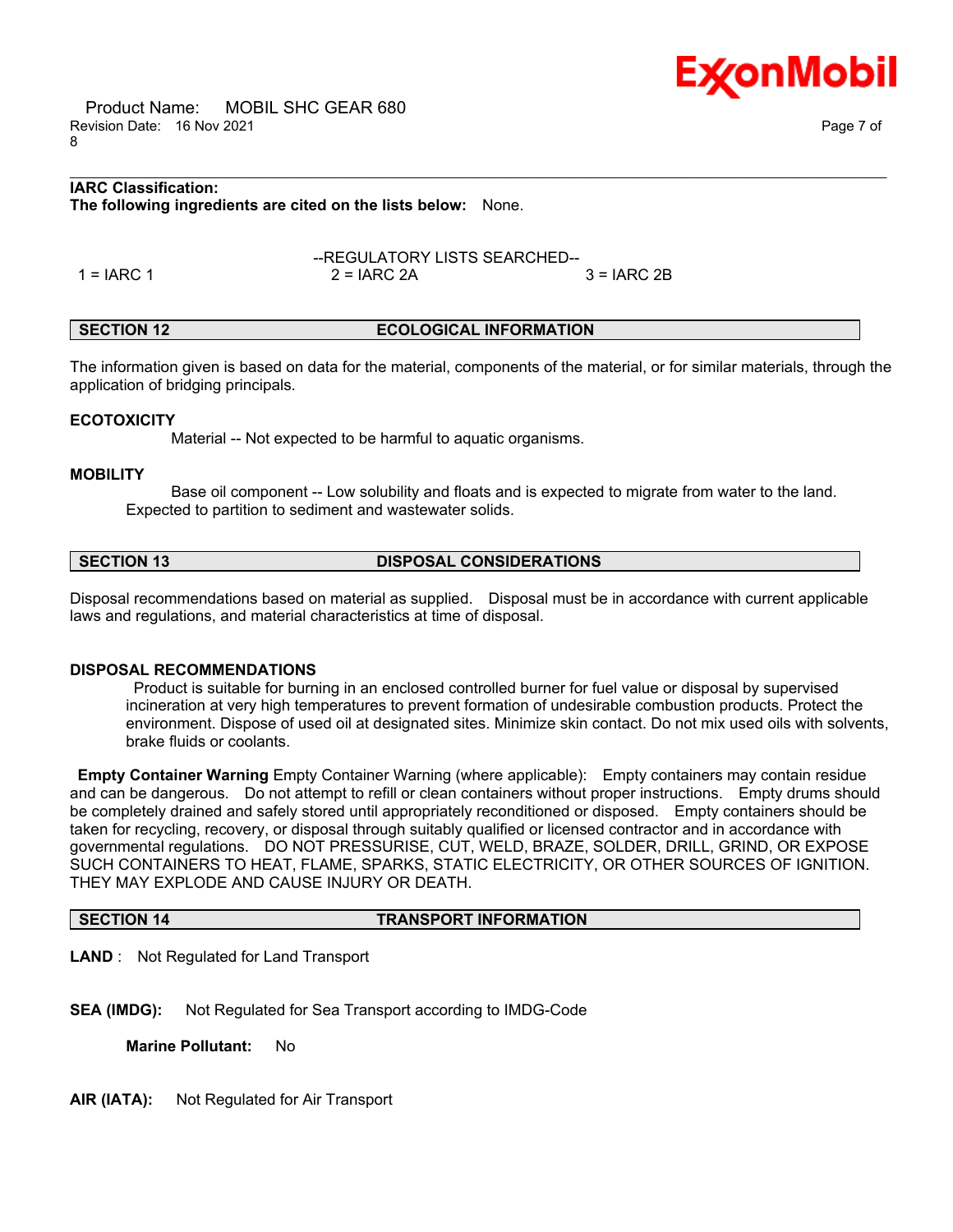**IARC Classification:**
**The following ingredients are cited on the lists below:** None.

--REGULATORY LISTS SEARCHED--

| 1 = IARC 1 | 2 = IARC 2A | 3 = IARC 2B |
| --- | --- | --- |

## SECTION 12 ECOLOGICAL INFORMATION

The information given is based on data for the material, components of the material, or for similar materials, through the application of bridging principals.

**ECOTOXICITY**

Material -- Not expected to be harmful to aquatic organisms.

**MOBILITY**

Base oil component -- Low solubility and floats and is expected to migrate from water to the land. Expected to partition to sediment and wastewater solids.

## SECTION 13 DISPOSAL CONSIDERATIONS

Disposal recommendations based on material as supplied. Disposal must be in accordance with current applicable laws and regulations, and material characteristics at time of disposal.

**DISPOSAL RECOMMENDATIONS**

Product is suitable for burning in an enclosed controlled burner for fuel value or disposal by supervised incineration at very high temperatures to prevent formation of undesirable combustion products. Protect the environment. Dispose of used oil at designated sites. Minimize skin contact. Do not mix used oils with solvents, brake fluids or coolants.

**Empty Container Warning** Empty Container Warning (where applicable): Empty containers may contain residue and can be dangerous. Do not attempt to refill or clean containers without proper instructions. Empty drums should be completely drained and safely stored until appropriately reconditioned or disposed. Empty containers should be taken for recycling, recovery, or disposal through suitably qualified or licensed contractor and in accordance with governmental regulations. DO NOT PRESSURISE, CUT, WELD, BRAZE, SOLDER, DRILL, GRIND, OR EXPOSE SUCH CONTAINERS TO HEAT, FLAME, SPARKS, STATIC ELECTRICITY, OR OTHER SOURCES OF IGNITION. THEY MAY EXPLODE AND CAUSE INJURY OR DEATH.

## SECTION 14 TRANSPORT INFORMATION

**LAND** : Not Regulated for Land Transport

**SEA (IMDG):** Not Regulated for Sea Transport according to IMDG-Code

**Marine Pollutant:** No

**AIR (IATA):** Not Regulated for Air Transport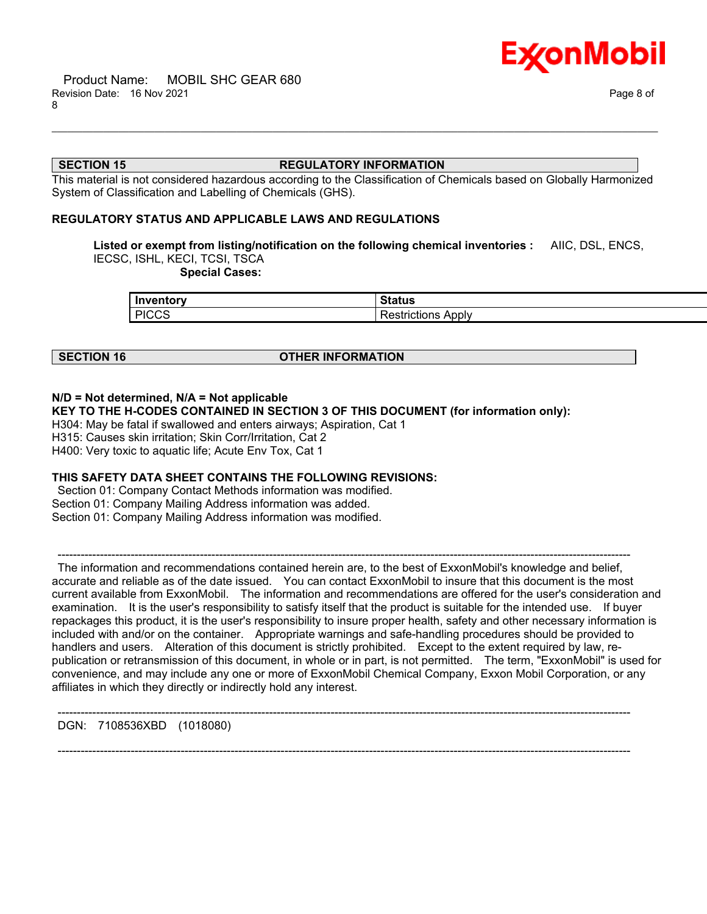## SECTION 15 REGULATORY INFORMATION

This material is not considered hazardous according to the Classification of Chemicals based on Globally Harmonized System of Classification and Labelling of Chemicals (GHS).

**REGULATORY STATUS AND APPLICABLE LAWS AND REGULATIONS**

**Listed or exempt from listing/notification on the following chemical inventories :** AIIC, DSL, ENCS, IECSC, ISHL, KECI, TCSI, TSCA

**Special Cases:**

| Inventory | Status |
|---|---|
| PICCS | Restrictions Apply |

## SECTION 16 OTHER INFORMATION

**N/D = Not determined, N/A = Not applicable**

**KEY TO THE H-CODES CONTAINED IN SECTION 3 OF THIS DOCUMENT (for information only):**

H304: May be fatal if swallowed and enters airways; Aspiration, Cat 1
H315: Causes skin irritation; Skin Corr/Irritation, Cat 2
H400: Very toxic to aquatic life; Acute Env Tox, Cat 1

**THIS SAFETY DATA SHEET CONTAINS THE FOLLOWING REVISIONS:**

Section 01: Company Contact Methods information was modified.
Section 01: Company Mailing Address information was added.
Section 01: Company Mailing Address information was modified.

---

The information and recommendations contained herein are, to the best of ExxonMobil's knowledge and belief, accurate and reliable as of the date issued. You can contact ExxonMobil to insure that this document is the most current available from ExxonMobil. The information and recommendations are offered for the user's consideration and examination. It is the user's responsibility to satisfy itself that the product is suitable for the intended use. If buyer repackages this product, it is the user's responsibility to insure proper health, safety and other necessary information is included with and/or on the container. Appropriate warnings and safe-handling procedures should be provided to handlers and users. Alteration of this document is strictly prohibited. Except to the extent required by law, re-publication or retransmission of this document, in whole or in part, is not permitted. The term, "ExxonMobil" is used for convenience, and may include any one or more of ExxonMobil Chemical Company, Exxon Mobil Corporation, or any affiliates in which they directly or indirectly hold any interest.

---

DGN: 7108536XBD (1018080)

---